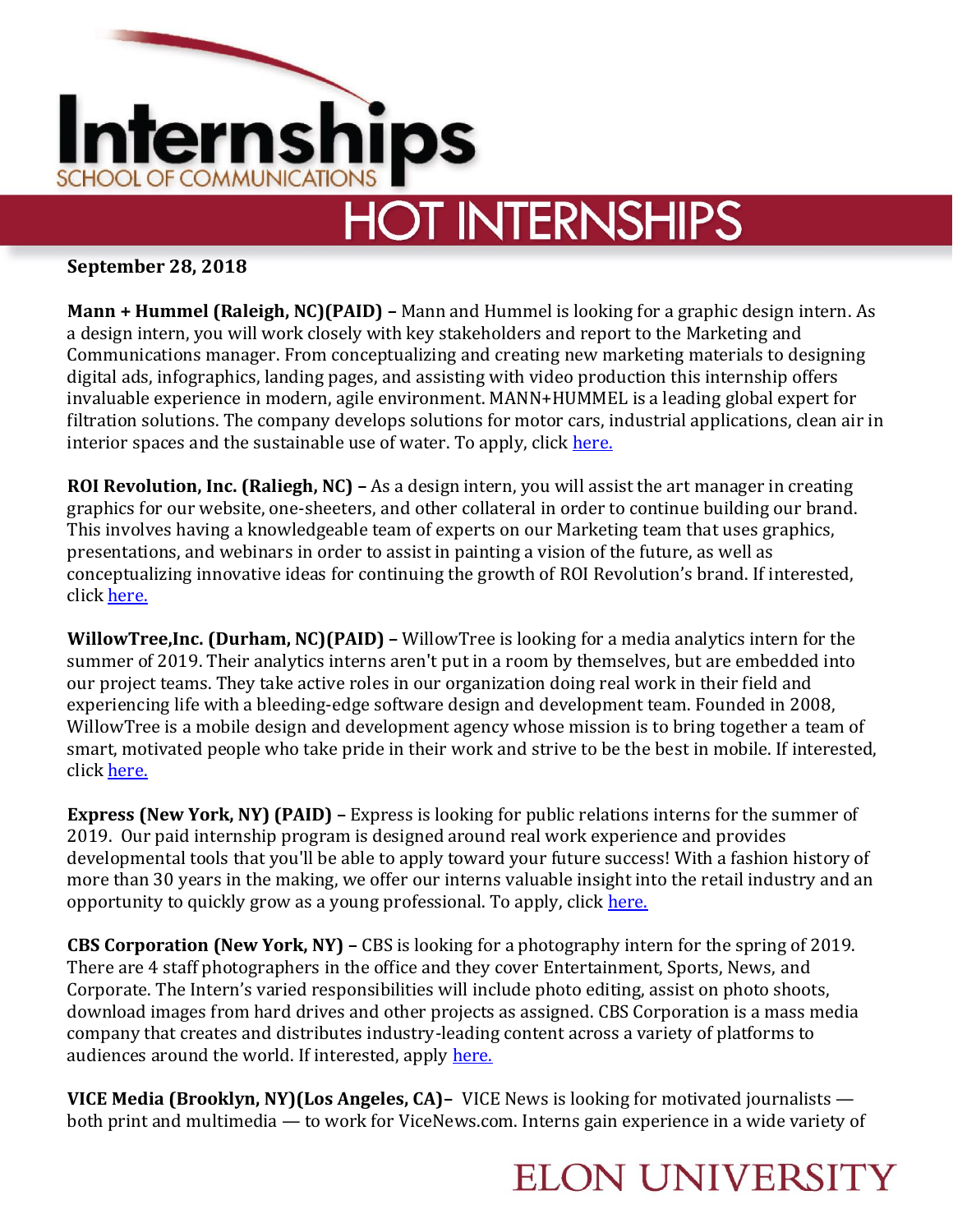# Internships

SCHOOL OF COMMUNICATIONS

## HOT INTERNSHIPS

**September 28, 2018**

**Mann + Hummel (Raleigh, NC)(PAID) –** Mann and Hummel is looking for a graphic design intern. As a design intern, you will work closely with key stakeholders and report to the Marketing and Communications manager. From conceptualizing and creating new marketing materials to designing digital ads, infographics, landing pages, and assisting with video production this internship offers invaluable experience in modern, agile environment. MANN+HUMMEL is a leading global expert for filtration solutions. The company develops solutions for motor cars, industrial applications, clean air in interior spaces and the sustainable use of water. To apply, click here.

**ROI Revolution, Inc. (Raliegh, NC) –** As a design intern, you will assist the art manager in creating graphics for our website, one-sheeters, and other collateral in order to continue building our brand. This involves having a knowledgeable team of experts on our Marketing team that uses graphics, presentations, and webinars in order to assist in painting a vision of the future, as well as conceptualizing innovative ideas for continuing the growth of ROI Revolution's brand. If interested, click here.

**WillowTree,Inc. (Durham, NC)(PAID) –** WillowTree is looking for a media analytics intern for the summer of 2019. Their analytics interns aren't put in a room by themselves, but are embedded into our project teams. They take active roles in our organization doing real work in their field and experiencing life with a bleeding-edge software design and development team. Founded in 2008, WillowTree is a mobile design and development agency whose mission is to bring together a team of smart, motivated people who take pride in their work and strive to be the best in mobile. If interested, click here.

**Express (New York, NY) (PAID) –** Express is looking for public relations interns for the summer of 2019. Our paid internship program is designed around real work experience and provides developmental tools that you'll be able to apply toward your future success! With a fashion history of more than 30 years in the making, we offer our interns valuable insight into the retail industry and an opportunity to quickly grow as a young professional. To apply, click here.

**CBS Corporation (New York, NY) –** CBS is looking for a photography intern for the spring of 2019. There are 4 staff photographers in the office and they cover Entertainment, Sports, News, and Corporate. The Intern's varied responsibilities will include photo editing, assist on photo shoots, download images from hard drives and other projects as assigned. CBS Corporation is a mass media company that creates and distributes industry-leading content across a variety of platforms to audiences around the world. If interested, apply here.

**VICE Media (Brooklyn, NY)(Los Angeles, CA)–** VICE News is looking for motivated journalists — both print and multimedia — to work for ViceNews.com. Interns gain experience in a wide variety of

ELON UNIVERSITY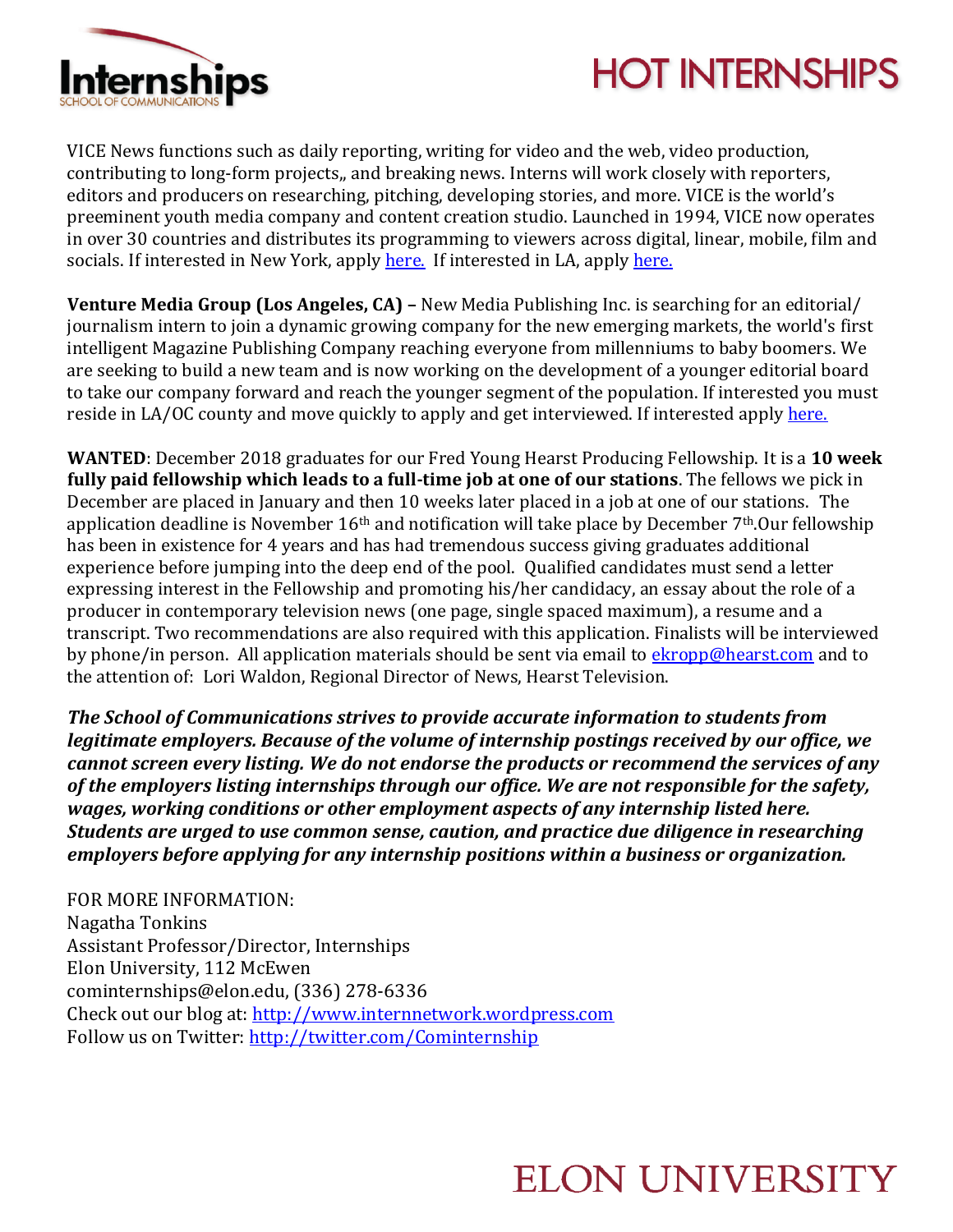VICE News functions such as daily reporting, writing for video and the web, video production, contributing to long-form projects,, and breaking news. Interns will work closely with reporters, editors and producers on researching, pitching, developing stories, and more. VICE is the world's preeminent youth media company and content creation studio. Launched in 1994, VICE now operates in over 30 countries and distributes its programming to viewers across digital, linear, mobile, film and socials. If interested in New York, apply here. If interested in LA, apply here.

**Venture Media Group (Los Angeles, CA) –** New Media Publishing Inc. is searching for an editorial/ journalism intern to join a dynamic growing company for the new emerging markets, the world's first intelligent Magazine Publishing Company reaching everyone from millenniums to baby boomers. We are seeking to build a new team and is now working on the development of a younger editorial board to take our company forward and reach the younger segment of the population. If interested you must reside in LA/OC county and move quickly to apply and get interviewed. If interested apply here.

**WANTED**: December 2018 graduates for our Fred Young Hearst Producing Fellowship. It is a **10 week fully paid fellowship which leads to a full-time job at one of our stations**. The fellows we pick in December are placed in January and then 10 weeks later placed in a job at one of our stations. The application deadline is November 16th and notification will take place by December 7th.Our fellowship has been in existence for 4 years and has had tremendous success giving graduates additional experience before jumping into the deep end of the pool. Qualified candidates must send a letter expressing interest in the Fellowship and promoting his/her candidacy, an essay about the role of a producer in contemporary television news (one page, single spaced maximum), a resume and a transcript. Two recommendations are also required with this application. Finalists will be interviewed by phone/in person. All application materials should be sent via email to ekropp@hearst.com and to the attention of: Lori Waldon, Regional Director of News, Hearst Television.

***The School of Communications strives to provide accurate information to students from legitimate employers. Because of the volume of internship postings received by our office, we cannot screen every listing. We do not endorse the products or recommend the services of any of the employers listing internships through our office. We are not responsible for the safety, wages, working conditions or other employment aspects of any internship listed here. Students are urged to use common sense, caution, and practice due diligence in researching employers before applying for any internship positions within a business or organization.***

FOR MORE INFORMATION:
Nagatha Tonkins
Assistant Professor/Director, Internships
Elon University, 112 McEwen
cominternships@elon.edu, (336) 278-6336
Check out our blog at: http://www.internnetwork.wordpress.com
Follow us on Twitter: http://twitter.com/Cominternship